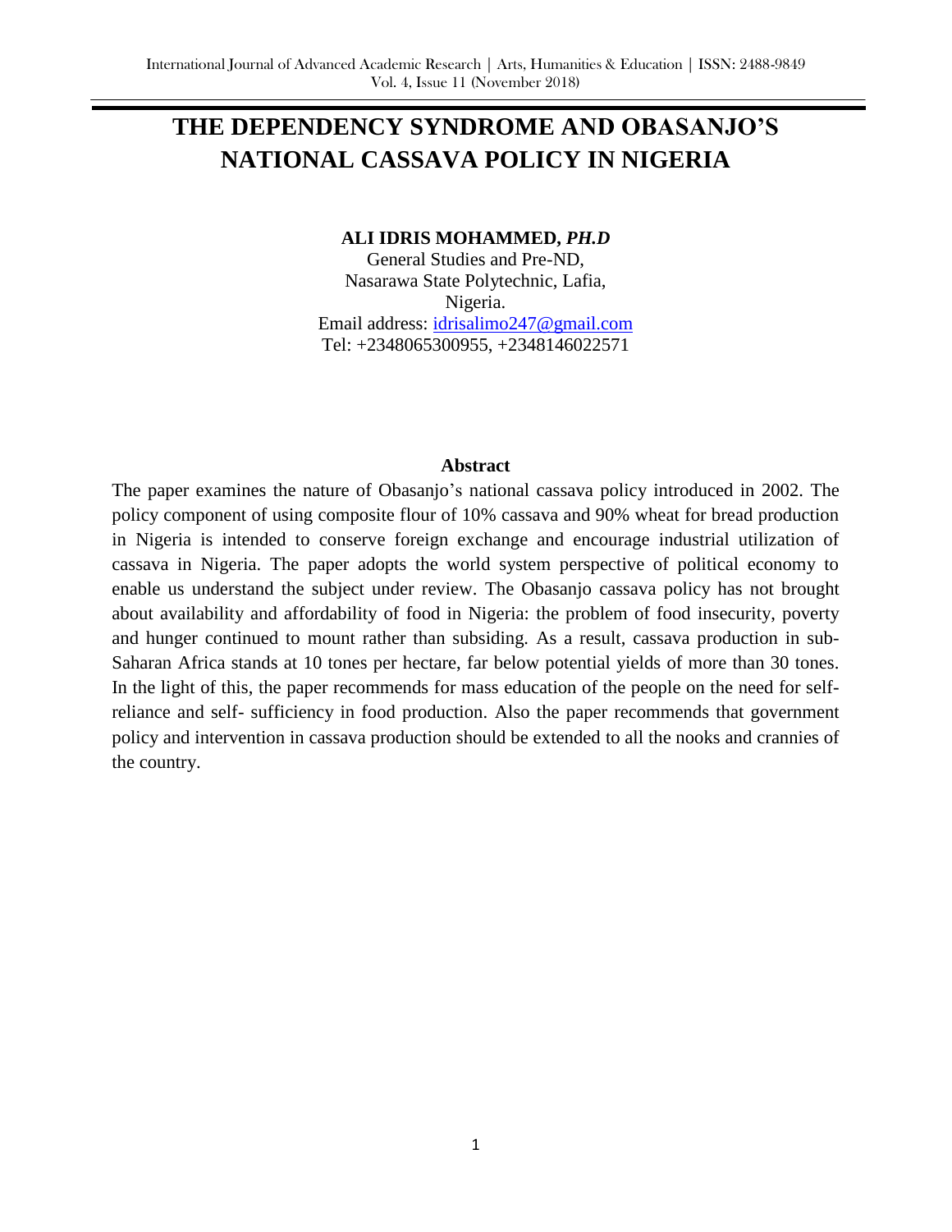# THE DEPENDENCY SYNDROME AND OBASANJO'S NATIONAL CASSAVA POLICY IN NIGERIA

**ALI IDRIS MOHAMMED, *PH.D***
General Studies and Pre-ND,
Nasarawa State Polytechnic, Lafia,
Nigeria.
Email address: idrisalimo247@gmail.com
Tel: +2348065300955, +2348146022571

## Abstract

The paper examines the nature of Obasanjo's national cassava policy introduced in 2002. The policy component of using composite flour of 10% cassava and 90% wheat for bread production in Nigeria is intended to conserve foreign exchange and encourage industrial utilization of cassava in Nigeria. The paper adopts the world system perspective of political economy to enable us understand the subject under review. The Obasanjo cassava policy has not brought about availability and affordability of food in Nigeria: the problem of food insecurity, poverty and hunger continued to mount rather than subsiding. As a result, cassava production in sub-Saharan Africa stands at 10 tones per hectare, far below potential yields of more than 30 tones. In the light of this, the paper recommends for mass education of the people on the need for self-reliance and self- sufficiency in food production. Also the paper recommends that government policy and intervention in cassava production should be extended to all the nooks and crannies of the country.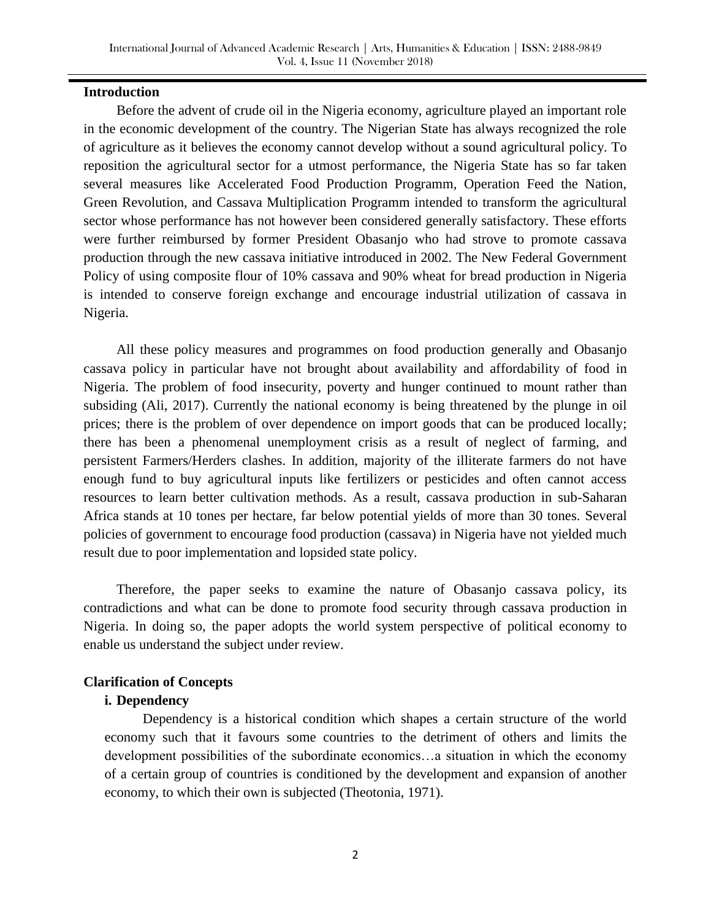## Introduction

Before the advent of crude oil in the Nigeria economy, agriculture played an important role in the economic development of the country. The Nigerian State has always recognized the role of agriculture as it believes the economy cannot develop without a sound agricultural policy. To reposition the agricultural sector for a utmost performance, the Nigeria State has so far taken several measures like Accelerated Food Production Programm, Operation Feed the Nation, Green Revolution, and Cassava Multiplication Programm intended to transform the agricultural sector whose performance has not however been considered generally satisfactory. These efforts were further reimbursed by former President Obasanjo who had strove to promote cassava production through the new cassava initiative introduced in 2002. The New Federal Government Policy of using composite flour of 10% cassava and 90% wheat for bread production in Nigeria is intended to conserve foreign exchange and encourage industrial utilization of cassava in Nigeria.

All these policy measures and programmes on food production generally and Obasanjo cassava policy in particular have not brought about availability and affordability of food in Nigeria. The problem of food insecurity, poverty and hunger continued to mount rather than subsiding (Ali, 2017). Currently the national economy is being threatened by the plunge in oil prices; there is the problem of over dependence on import goods that can be produced locally; there has been a phenomenal unemployment crisis as a result of neglect of farming, and persistent Farmers/Herders clashes. In addition, majority of the illiterate farmers do not have enough fund to buy agricultural inputs like fertilizers or pesticides and often cannot access resources to learn better cultivation methods. As a result, cassava production in sub-Saharan Africa stands at 10 tones per hectare, far below potential yields of more than 30 tones. Several policies of government to encourage food production (cassava) in Nigeria have not yielded much result due to poor implementation and lopsided state policy.

Therefore, the paper seeks to examine the nature of Obasanjo cassava policy, its contradictions and what can be done to promote food security through cassava production in Nigeria. In doing so, the paper adopts the world system perspective of political economy to enable us understand the subject under review.

## Clarification of Concepts

### i. Dependency

Dependency is a historical condition which shapes a certain structure of the world economy such that it favours some countries to the detriment of others and limits the development possibilities of the subordinate economics…a situation in which the economy of a certain group of countries is conditioned by the development and expansion of another economy, to which their own is subjected (Theotonia, 1971).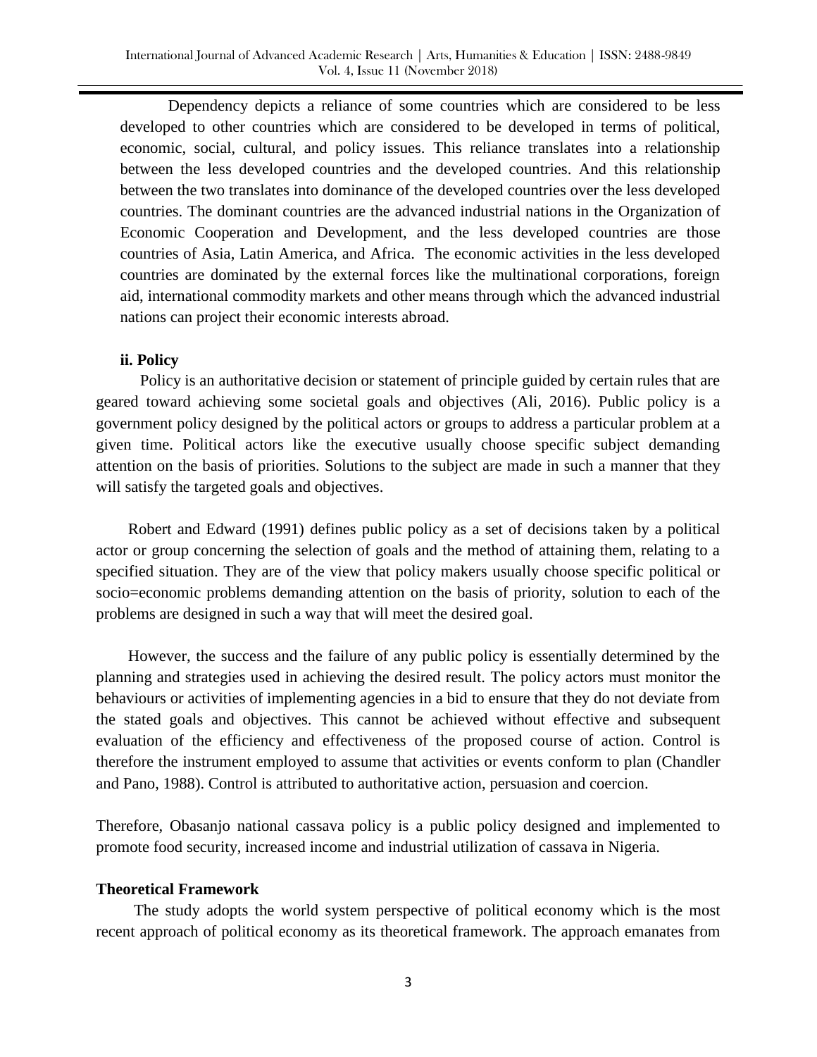Dependency depicts a reliance of some countries which are considered to be less developed to other countries which are considered to be developed in terms of political, economic, social, cultural, and policy issues. This reliance translates into a relationship between the less developed countries and the developed countries. And this relationship between the two translates into dominance of the developed countries over the less developed countries. The dominant countries are the advanced industrial nations in the Organization of Economic Cooperation and Development, and the less developed countries are those countries of Asia, Latin America, and Africa. The economic activities in the less developed countries are dominated by the external forces like the multinational corporations, foreign aid, international commodity markets and other means through which the advanced industrial nations can project their economic interests abroad.

**ii. Policy**

Policy is an authoritative decision or statement of principle guided by certain rules that are geared toward achieving some societal goals and objectives (Ali, 2016). Public policy is a government policy designed by the political actors or groups to address a particular problem at a given time. Political actors like the executive usually choose specific subject demanding attention on the basis of priorities. Solutions to the subject are made in such a manner that they will satisfy the targeted goals and objectives.

Robert and Edward (1991) defines public policy as a set of decisions taken by a political actor or group concerning the selection of goals and the method of attaining them, relating to a specified situation. They are of the view that policy makers usually choose specific political or socio=economic problems demanding attention on the basis of priority, solution to each of the problems are designed in such a way that will meet the desired goal.

However, the success and the failure of any public policy is essentially determined by the planning and strategies used in achieving the desired result. The policy actors must monitor the behaviours or activities of implementing agencies in a bid to ensure that they do not deviate from the stated goals and objectives. This cannot be achieved without effective and subsequent evaluation of the efficiency and effectiveness of the proposed course of action. Control is therefore the instrument employed to assume that activities or events conform to plan (Chandler and Pano, 1988). Control is attributed to authoritative action, persuasion and coercion.

Therefore, Obasanjo national cassava policy is a public policy designed and implemented to promote food security, increased income and industrial utilization of cassava in Nigeria.

**Theoretical Framework**

The study adopts the world system perspective of political economy which is the most recent approach of political economy as its theoretical framework. The approach emanates from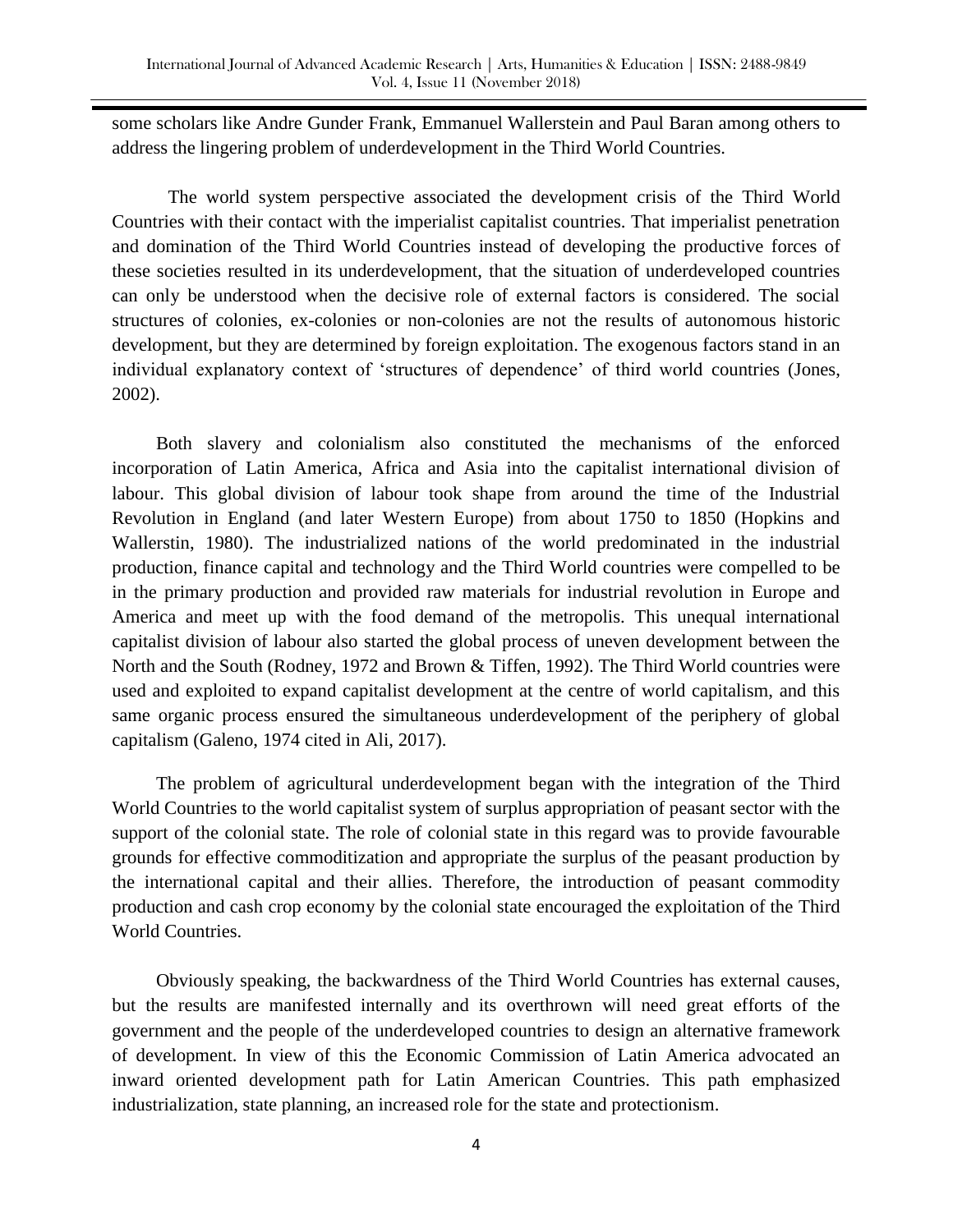some scholars like Andre Gunder Frank, Emmanuel Wallerstein and Paul Baran among others to address the lingering problem of underdevelopment in the Third World Countries.

The world system perspective associated the development crisis of the Third World Countries with their contact with the imperialist capitalist countries. That imperialist penetration and domination of the Third World Countries instead of developing the productive forces of these societies resulted in its underdevelopment, that the situation of underdeveloped countries can only be understood when the decisive role of external factors is considered. The social structures of colonies, ex-colonies or non-colonies are not the results of autonomous historic development, but they are determined by foreign exploitation. The exogenous factors stand in an individual explanatory context of 'structures of dependence' of third world countries (Jones, 2002).

Both slavery and colonialism also constituted the mechanisms of the enforced incorporation of Latin America, Africa and Asia into the capitalist international division of labour. This global division of labour took shape from around the time of the Industrial Revolution in England (and later Western Europe) from about 1750 to 1850 (Hopkins and Wallerstin, 1980). The industrialized nations of the world predominated in the industrial production, finance capital and technology and the Third World countries were compelled to be in the primary production and provided raw materials for industrial revolution in Europe and America and meet up with the food demand of the metropolis. This unequal international capitalist division of labour also started the global process of uneven development between the North and the South (Rodney, 1972 and Brown & Tiffen, 1992). The Third World countries were used and exploited to expand capitalist development at the centre of world capitalism, and this same organic process ensured the simultaneous underdevelopment of the periphery of global capitalism (Galeno, 1974 cited in Ali, 2017).

The problem of agricultural underdevelopment began with the integration of the Third World Countries to the world capitalist system of surplus appropriation of peasant sector with the support of the colonial state. The role of colonial state in this regard was to provide favourable grounds for effective commoditization and appropriate the surplus of the peasant production by the international capital and their allies. Therefore, the introduction of peasant commodity production and cash crop economy by the colonial state encouraged the exploitation of the Third World Countries.

Obviously speaking, the backwardness of the Third World Countries has external causes, but the results are manifested internally and its overthrown will need great efforts of the government and the people of the underdeveloped countries to design an alternative framework of development. In view of this the Economic Commission of Latin America advocated an inward oriented development path for Latin American Countries. This path emphasized industrialization, state planning, an increased role for the state and protectionism.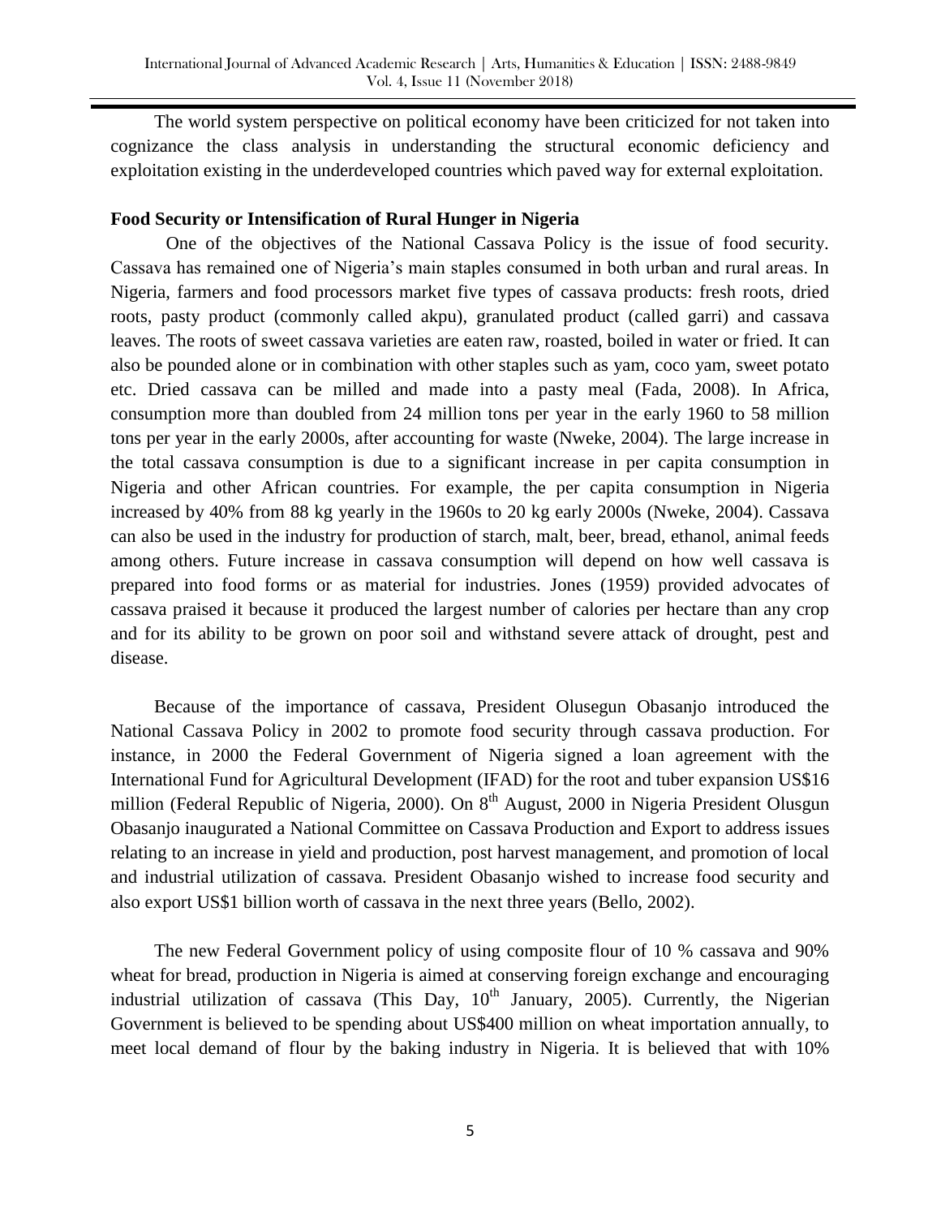The world system perspective on political economy have been criticized for not taken into cognizance the class analysis in understanding the structural economic deficiency and exploitation existing in the underdeveloped countries which paved way for external exploitation.

**Food Security or Intensification of Rural Hunger in Nigeria**

One of the objectives of the National Cassava Policy is the issue of food security. Cassava has remained one of Nigeria's main staples consumed in both urban and rural areas. In Nigeria, farmers and food processors market five types of cassava products: fresh roots, dried roots, pasty product (commonly called akpu), granulated product (called garri) and cassava leaves. The roots of sweet cassava varieties are eaten raw, roasted, boiled in water or fried. It can also be pounded alone or in combination with other staples such as yam, coco yam, sweet potato etc. Dried cassava can be milled and made into a pasty meal (Fada, 2008). In Africa, consumption more than doubled from 24 million tons per year in the early 1960 to 58 million tons per year in the early 2000s, after accounting for waste (Nweke, 2004). The large increase in the total cassava consumption is due to a significant increase in per capita consumption in Nigeria and other African countries. For example, the per capita consumption in Nigeria increased by 40% from 88 kg yearly in the 1960s to 20 kg early 2000s (Nweke, 2004). Cassava can also be used in the industry for production of starch, malt, beer, bread, ethanol, animal feeds among others. Future increase in cassava consumption will depend on how well cassava is prepared into food forms or as material for industries. Jones (1959) provided advocates of cassava praised it because it produced the largest number of calories per hectare than any crop and for its ability to be grown on poor soil and withstand severe attack of drought, pest and disease.

Because of the importance of cassava, President Olusegun Obasanjo introduced the National Cassava Policy in 2002 to promote food security through cassava production. For instance, in 2000 the Federal Government of Nigeria signed a loan agreement with the International Fund for Agricultural Development (IFAD) for the root and tuber expansion US$16 million (Federal Republic of Nigeria, 2000). On 8th August, 2000 in Nigeria President Olusgun Obasanjo inaugurated a National Committee on Cassava Production and Export to address issues relating to an increase in yield and production, post harvest management, and promotion of local and industrial utilization of cassava. President Obasanjo wished to increase food security and also export US$1 billion worth of cassava in the next three years (Bello, 2002).

The new Federal Government policy of using composite flour of 10 % cassava and 90% wheat for bread, production in Nigeria is aimed at conserving foreign exchange and encouraging industrial utilization of cassava (This Day, 10th January, 2005). Currently, the Nigerian Government is believed to be spending about US$400 million on wheat importation annually, to meet local demand of flour by the baking industry in Nigeria. It is believed that with 10%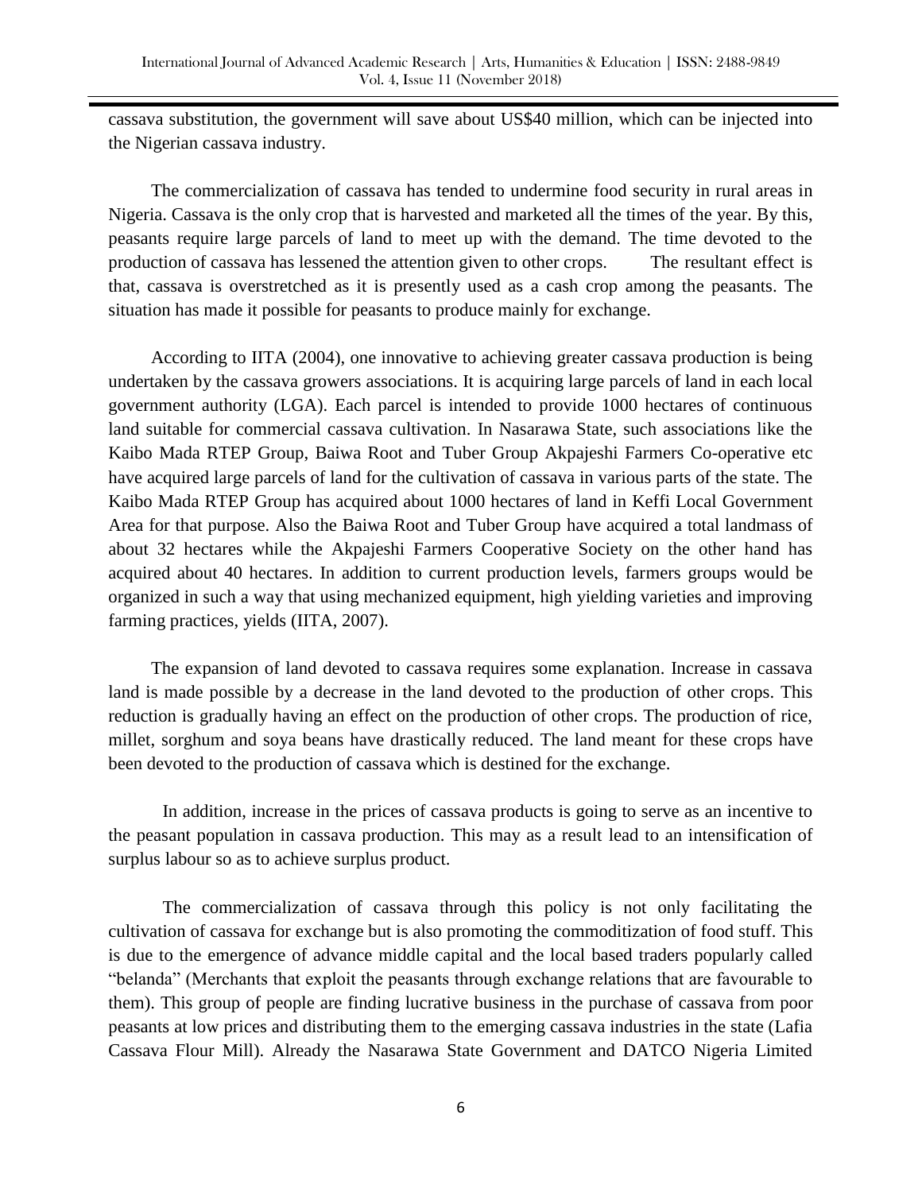cassava substitution, the government will save about US$40 million, which can be injected into the Nigerian cassava industry.

The commercialization of cassava has tended to undermine food security in rural areas in Nigeria. Cassava is the only crop that is harvested and marketed all the times of the year. By this, peasants require large parcels of land to meet up with the demand. The time devoted to the production of cassava has lessened the attention given to other crops. The resultant effect is that, cassava is overstretched as it is presently used as a cash crop among the peasants. The situation has made it possible for peasants to produce mainly for exchange.

According to IITA (2004), one innovative to achieving greater cassava production is being undertaken by the cassava growers associations. It is acquiring large parcels of land in each local government authority (LGA). Each parcel is intended to provide 1000 hectares of continuous land suitable for commercial cassava cultivation. In Nasarawa State, such associations like the Kaibo Mada RTEP Group, Baiwa Root and Tuber Group Akpajeshi Farmers Co-operative etc have acquired large parcels of land for the cultivation of cassava in various parts of the state. The Kaibo Mada RTEP Group has acquired about 1000 hectares of land in Keffi Local Government Area for that purpose. Also the Baiwa Root and Tuber Group have acquired a total landmass of about 32 hectares while the Akpajeshi Farmers Cooperative Society on the other hand has acquired about 40 hectares. In addition to current production levels, farmers groups would be organized in such a way that using mechanized equipment, high yielding varieties and improving farming practices, yields (IITA, 2007).

The expansion of land devoted to cassava requires some explanation. Increase in cassava land is made possible by a decrease in the land devoted to the production of other crops. This reduction is gradually having an effect on the production of other crops. The production of rice, millet, sorghum and soya beans have drastically reduced. The land meant for these crops have been devoted to the production of cassava which is destined for the exchange.

In addition, increase in the prices of cassava products is going to serve as an incentive to the peasant population in cassava production. This may as a result lead to an intensification of surplus labour so as to achieve surplus product.

The commercialization of cassava through this policy is not only facilitating the cultivation of cassava for exchange but is also promoting the commoditization of food stuff. This is due to the emergence of advance middle capital and the local based traders popularly called "belanda" (Merchants that exploit the peasants through exchange relations that are favourable to them). This group of people are finding lucrative business in the purchase of cassava from poor peasants at low prices and distributing them to the emerging cassava industries in the state (Lafia Cassava Flour Mill). Already the Nasarawa State Government and DATCO Nigeria Limited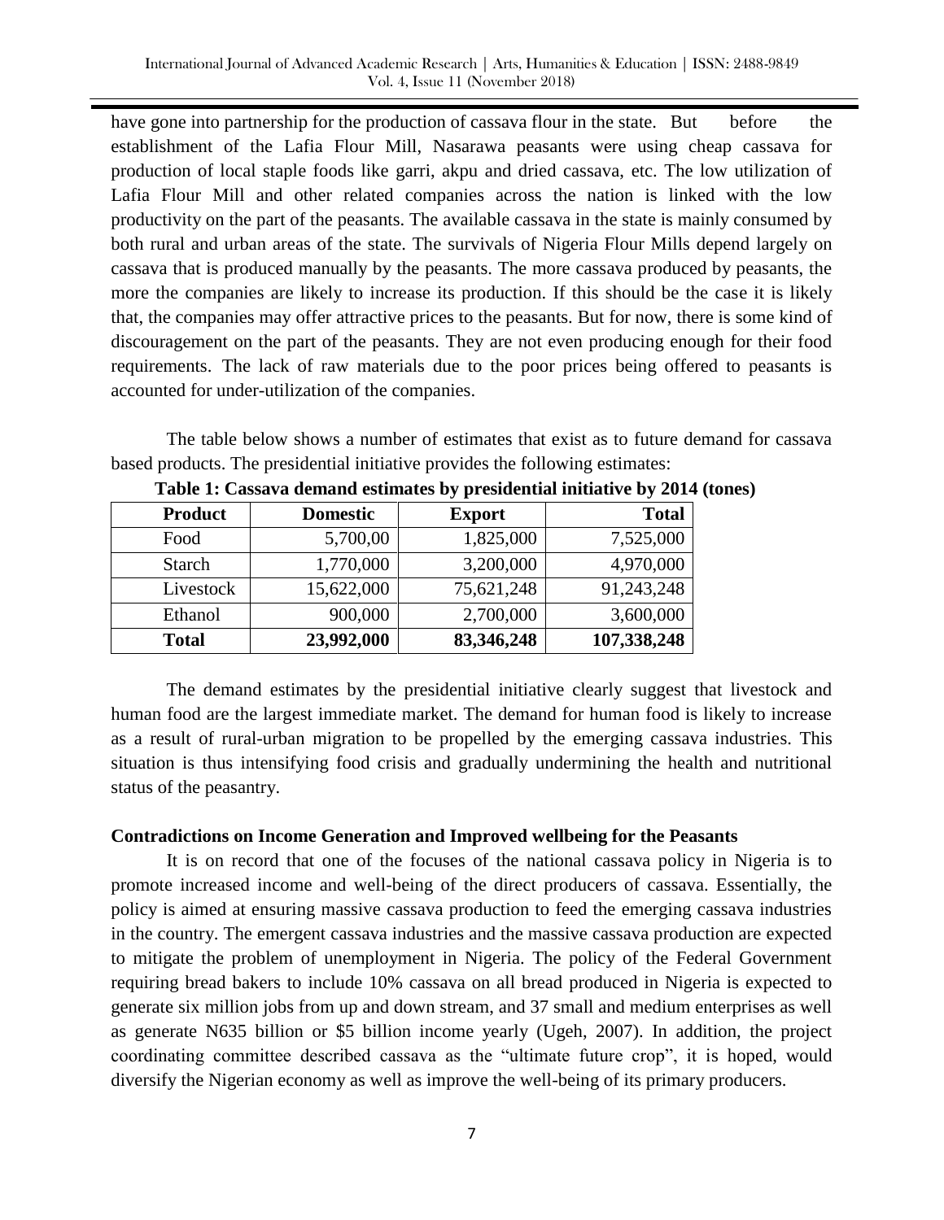have gone into partnership for the production of cassava flour in the state. But before the establishment of the Lafia Flour Mill, Nasarawa peasants were using cheap cassava for production of local staple foods like garri, akpu and dried cassava, etc. The low utilization of Lafia Flour Mill and other related companies across the nation is linked with the low productivity on the part of the peasants. The available cassava in the state is mainly consumed by both rural and urban areas of the state. The survivals of Nigeria Flour Mills depend largely on cassava that is produced manually by the peasants. The more cassava produced by peasants, the more the companies are likely to increase its production. If this should be the case it is likely that, the companies may offer attractive prices to the peasants. But for now, there is some kind of discouragement on the part of the peasants. They are not even producing enough for their food requirements. The lack of raw materials due to the poor prices being offered to peasants is accounted for under-utilization of the companies.

The table below shows a number of estimates that exist as to future demand for cassava based products. The presidential initiative provides the following estimates:

**Table 1: Cassava demand estimates by presidential initiative by 2014 (tones)**

| Product | Domestic | Export | Total |
|---|---:|---:|---:|
| Food | 5,700,00 | 1,825,000 | 7,525,000 |
| Starch | 1,770,000 | 3,200,000 | 4,970,000 |
| Livestock | 15,622,000 | 75,621,248 | 91,243,248 |
| Ethanol | 900,000 | 2,700,000 | 3,600,000 |
| **Total** | **23,992,000** | **83,346,248** | **107,338,248** |

The demand estimates by the presidential initiative clearly suggest that livestock and human food are the largest immediate market. The demand for human food is likely to increase as a result of rural-urban migration to be propelled by the emerging cassava industries. This situation is thus intensifying food crisis and gradually undermining the health and nutritional status of the peasantry.

**Contradictions on Income Generation and Improved wellbeing for the Peasants**

It is on record that one of the focuses of the national cassava policy in Nigeria is to promote increased income and well-being of the direct producers of cassava. Essentially, the policy is aimed at ensuring massive cassava production to feed the emerging cassava industries in the country. The emergent cassava industries and the massive cassava production are expected to mitigate the problem of unemployment in Nigeria. The policy of the Federal Government requiring bread bakers to include 10% cassava on all bread produced in Nigeria is expected to generate six million jobs from up and down stream, and 37 small and medium enterprises as well as generate N635 billion or $5 billion income yearly (Ugeh, 2007). In addition, the project coordinating committee described cassava as the "ultimate future crop", it is hoped, would diversify the Nigerian economy as well as improve the well-being of its primary producers.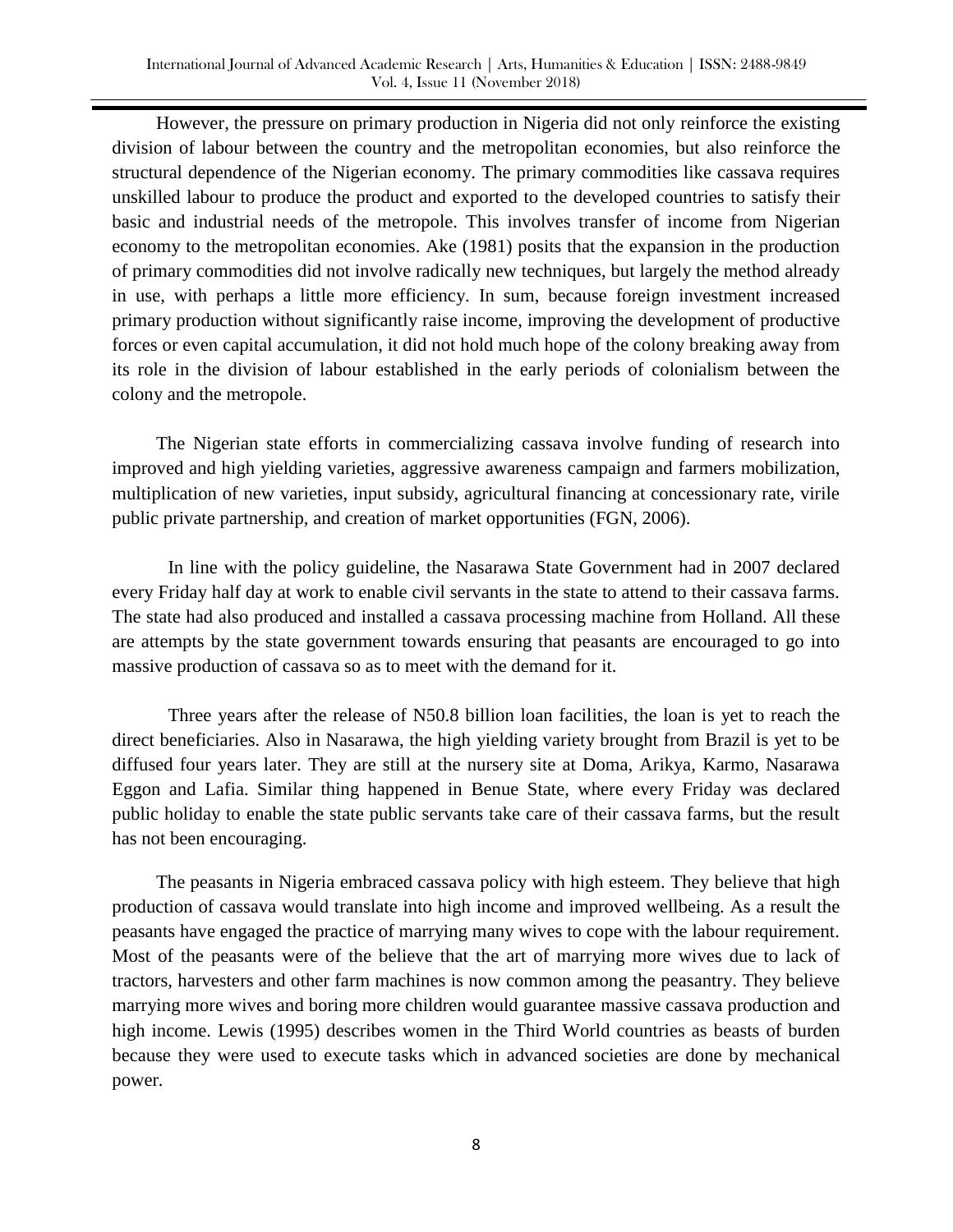However, the pressure on primary production in Nigeria did not only reinforce the existing division of labour between the country and the metropolitan economies, but also reinforce the structural dependence of the Nigerian economy. The primary commodities like cassava requires unskilled labour to produce the product and exported to the developed countries to satisfy their basic and industrial needs of the metropole. This involves transfer of income from Nigerian economy to the metropolitan economies. Ake (1981) posits that the expansion in the production of primary commodities did not involve radically new techniques, but largely the method already in use, with perhaps a little more efficiency. In sum, because foreign investment increased primary production without significantly raise income, improving the development of productive forces or even capital accumulation, it did not hold much hope of the colony breaking away from its role in the division of labour established in the early periods of colonialism between the colony and the metropole.

The Nigerian state efforts in commercializing cassava involve funding of research into improved and high yielding varieties, aggressive awareness campaign and farmers mobilization, multiplication of new varieties, input subsidy, agricultural financing at concessionary rate, virile public private partnership, and creation of market opportunities (FGN, 2006).

In line with the policy guideline, the Nasarawa State Government had in 2007 declared every Friday half day at work to enable civil servants in the state to attend to their cassava farms. The state had also produced and installed a cassava processing machine from Holland. All these are attempts by the state government towards ensuring that peasants are encouraged to go into massive production of cassava so as to meet with the demand for it.

Three years after the release of N50.8 billion loan facilities, the loan is yet to reach the direct beneficiaries. Also in Nasarawa, the high yielding variety brought from Brazil is yet to be diffused four years later. They are still at the nursery site at Doma, Arikya, Karmo, Nasarawa Eggon and Lafia. Similar thing happened in Benue State, where every Friday was declared public holiday to enable the state public servants take care of their cassava farms, but the result has not been encouraging.

The peasants in Nigeria embraced cassava policy with high esteem. They believe that high production of cassava would translate into high income and improved wellbeing. As a result the peasants have engaged the practice of marrying many wives to cope with the labour requirement. Most of the peasants were of the believe that the art of marrying more wives due to lack of tractors, harvesters and other farm machines is now common among the peasantry. They believe marrying more wives and boring more children would guarantee massive cassava production and high income. Lewis (1995) describes women in the Third World countries as beasts of burden because they were used to execute tasks which in advanced societies are done by mechanical power.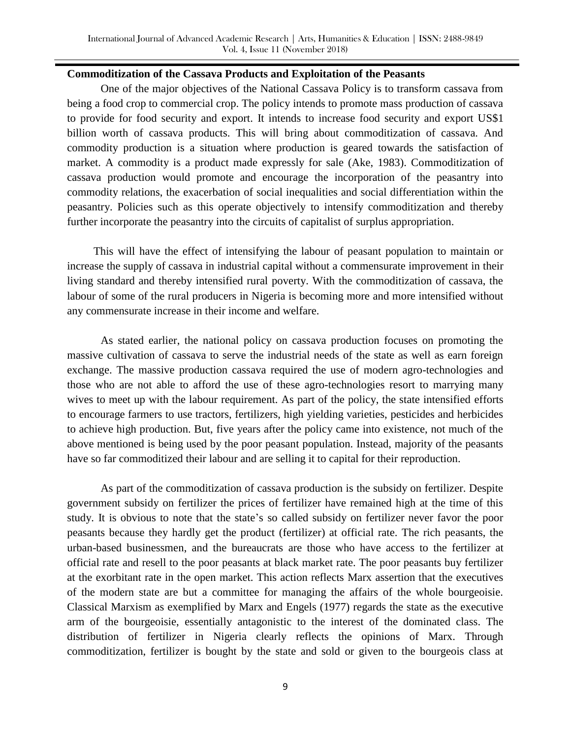**Commoditization of the Cassava Products and Exploitation of the Peasants**

One of the major objectives of the National Cassava Policy is to transform cassava from being a food crop to commercial crop. The policy intends to promote mass production of cassava to provide for food security and export. It intends to increase food security and export US$1 billion worth of cassava products. This will bring about commoditization of cassava. And commodity production is a situation where production is geared towards the satisfaction of market. A commodity is a product made expressly for sale (Ake, 1983). Commoditization of cassava production would promote and encourage the incorporation of the peasantry into commodity relations, the exacerbation of social inequalities and social differentiation within the peasantry. Policies such as this operate objectively to intensify commoditization and thereby further incorporate the peasantry into the circuits of capitalist of surplus appropriation.

This will have the effect of intensifying the labour of peasant population to maintain or increase the supply of cassava in industrial capital without a commensurate improvement in their living standard and thereby intensified rural poverty. With the commoditization of cassava, the labour of some of the rural producers in Nigeria is becoming more and more intensified without any commensurate increase in their income and welfare.

As stated earlier, the national policy on cassava production focuses on promoting the massive cultivation of cassava to serve the industrial needs of the state as well as earn foreign exchange. The massive production cassava required the use of modern agro-technologies and those who are not able to afford the use of these agro-technologies resort to marrying many wives to meet up with the labour requirement. As part of the policy, the state intensified efforts to encourage farmers to use tractors, fertilizers, high yielding varieties, pesticides and herbicides to achieve high production. But, five years after the policy came into existence, not much of the above mentioned is being used by the poor peasant population. Instead, majority of the peasants have so far commoditized their labour and are selling it to capital for their reproduction.

As part of the commoditization of cassava production is the subsidy on fertilizer. Despite government subsidy on fertilizer the prices of fertilizer have remained high at the time of this study. It is obvious to note that the state's so called subsidy on fertilizer never favor the poor peasants because they hardly get the product (fertilizer) at official rate. The rich peasants, the urban-based businessmen, and the bureaucrats are those who have access to the fertilizer at official rate and resell to the poor peasants at black market rate. The poor peasants buy fertilizer at the exorbitant rate in the open market. This action reflects Marx assertion that the executives of the modern state are but a committee for managing the affairs of the whole bourgeoisie. Classical Marxism as exemplified by Marx and Engels (1977) regards the state as the executive arm of the bourgeoisie, essentially antagonistic to the interest of the dominated class. The distribution of fertilizer in Nigeria clearly reflects the opinions of Marx. Through commoditization, fertilizer is bought by the state and sold or given to the bourgeois class at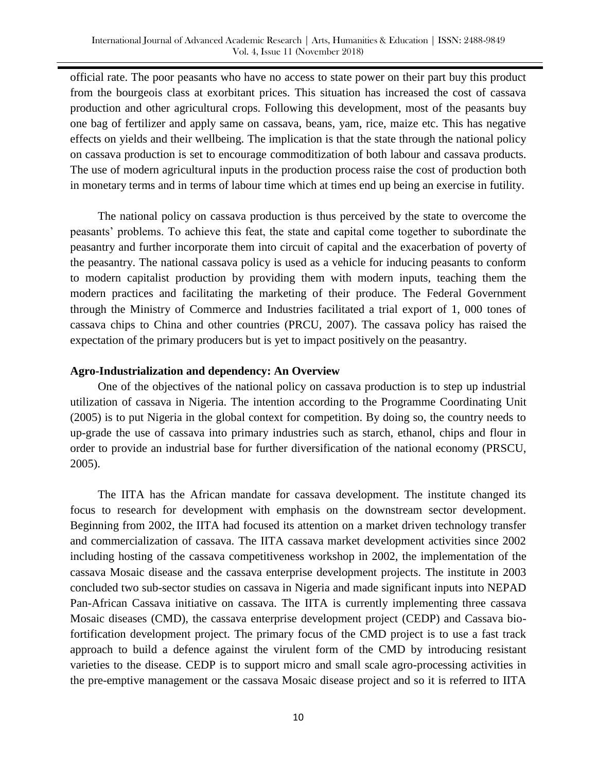official rate. The poor peasants who have no access to state power on their part buy this product from the bourgeois class at exorbitant prices. This situation has increased the cost of cassava production and other agricultural crops. Following this development, most of the peasants buy one bag of fertilizer and apply same on cassava, beans, yam, rice, maize etc. This has negative effects on yields and their wellbeing. The implication is that the state through the national policy on cassava production is set to encourage commoditization of both labour and cassava products. The use of modern agricultural inputs in the production process raise the cost of production both in monetary terms and in terms of labour time which at times end up being an exercise in futility.

The national policy on cassava production is thus perceived by the state to overcome the peasants' problems. To achieve this feat, the state and capital come together to subordinate the peasantry and further incorporate them into circuit of capital and the exacerbation of poverty of the peasantry. The national cassava policy is used as a vehicle for inducing peasants to conform to modern capitalist production by providing them with modern inputs, teaching them the modern practices and facilitating the marketing of their produce. The Federal Government through the Ministry of Commerce and Industries facilitated a trial export of 1, 000 tones of cassava chips to China and other countries (PRCU, 2007). The cassava policy has raised the expectation of the primary producers but is yet to impact positively on the peasantry.

**Agro-Industrialization and dependency: An Overview**

One of the objectives of the national policy on cassava production is to step up industrial utilization of cassava in Nigeria. The intention according to the Programme Coordinating Unit (2005) is to put Nigeria in the global context for competition. By doing so, the country needs to up-grade the use of cassava into primary industries such as starch, ethanol, chips and flour in order to provide an industrial base for further diversification of the national economy (PRSCU, 2005).

The IITA has the African mandate for cassava development. The institute changed its focus to research for development with emphasis on the downstream sector development. Beginning from 2002, the IITA had focused its attention on a market driven technology transfer and commercialization of cassava. The IITA cassava market development activities since 2002 including hosting of the cassava competitiveness workshop in 2002, the implementation of the cassava Mosaic disease and the cassava enterprise development projects. The institute in 2003 concluded two sub-sector studies on cassava in Nigeria and made significant inputs into NEPAD Pan-African Cassava initiative on cassava. The IITA is currently implementing three cassava Mosaic diseases (CMD), the cassava enterprise development project (CEDP) and Cassava bio-fortification development project. The primary focus of the CMD project is to use a fast track approach to build a defence against the virulent form of the CMD by introducing resistant varieties to the disease. CEDP is to support micro and small scale agro-processing activities in the pre-emptive management or the cassava Mosaic disease project and so it is referred to IITA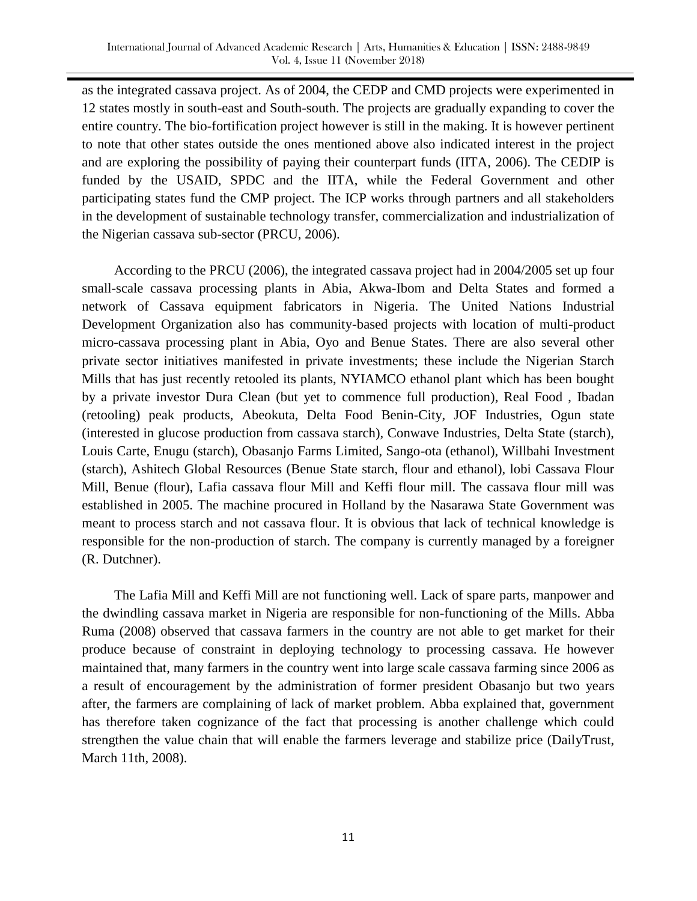as the integrated cassava project. As of 2004, the CEDP and CMD projects were experimented in 12 states mostly in south-east and South-south. The projects are gradually expanding to cover the entire country. The bio-fortification project however is still in the making. It is however pertinent to note that other states outside the ones mentioned above also indicated interest in the project and are exploring the possibility of paying their counterpart funds (IITA, 2006). The CEDIP is funded by the USAID, SPDC and the IITA, while the Federal Government and other participating states fund the CMP project. The ICP works through partners and all stakeholders in the development of sustainable technology transfer, commercialization and industrialization of the Nigerian cassava sub-sector (PRCU, 2006).

According to the PRCU (2006), the integrated cassava project had in 2004/2005 set up four small-scale cassava processing plants in Abia, Akwa-Ibom and Delta States and formed a network of Cassava equipment fabricators in Nigeria. The United Nations Industrial Development Organization also has community-based projects with location of multi-product micro-cassava processing plant in Abia, Oyo and Benue States. There are also several other private sector initiatives manifested in private investments; these include the Nigerian Starch Mills that has just recently retooled its plants, NYIAMCO ethanol plant which has been bought by a private investor Dura Clean (but yet to commence full production), Real Food , Ibadan (retooling) peak products, Abeokuta, Delta Food Benin-City, JOF Industries, Ogun state (interested in glucose production from cassava starch), Conwave Industries, Delta State (starch), Louis Carte, Enugu (starch), Obasanjo Farms Limited, Sango-ota (ethanol), Willbahi Investment (starch), Ashitech Global Resources (Benue State starch, flour and ethanol), lobi Cassava Flour Mill, Benue (flour), Lafia cassava flour Mill and Keffi flour mill. The cassava flour mill was established in 2005. The machine procured in Holland by the Nasarawa State Government was meant to process starch and not cassava flour. It is obvious that lack of technical knowledge is responsible for the non-production of starch. The company is currently managed by a foreigner (R. Dutchner).

The Lafia Mill and Keffi Mill are not functioning well. Lack of spare parts, manpower and the dwindling cassava market in Nigeria are responsible for non-functioning of the Mills. Abba Ruma (2008) observed that cassava farmers in the country are not able to get market for their produce because of constraint in deploying technology to processing cassava. He however maintained that, many farmers in the country went into large scale cassava farming since 2006 as a result of encouragement by the administration of former president Obasanjo but two years after, the farmers are complaining of lack of market problem. Abba explained that, government has therefore taken cognizance of the fact that processing is another challenge which could strengthen the value chain that will enable the farmers leverage and stabilize price (DailyTrust, March 11th, 2008).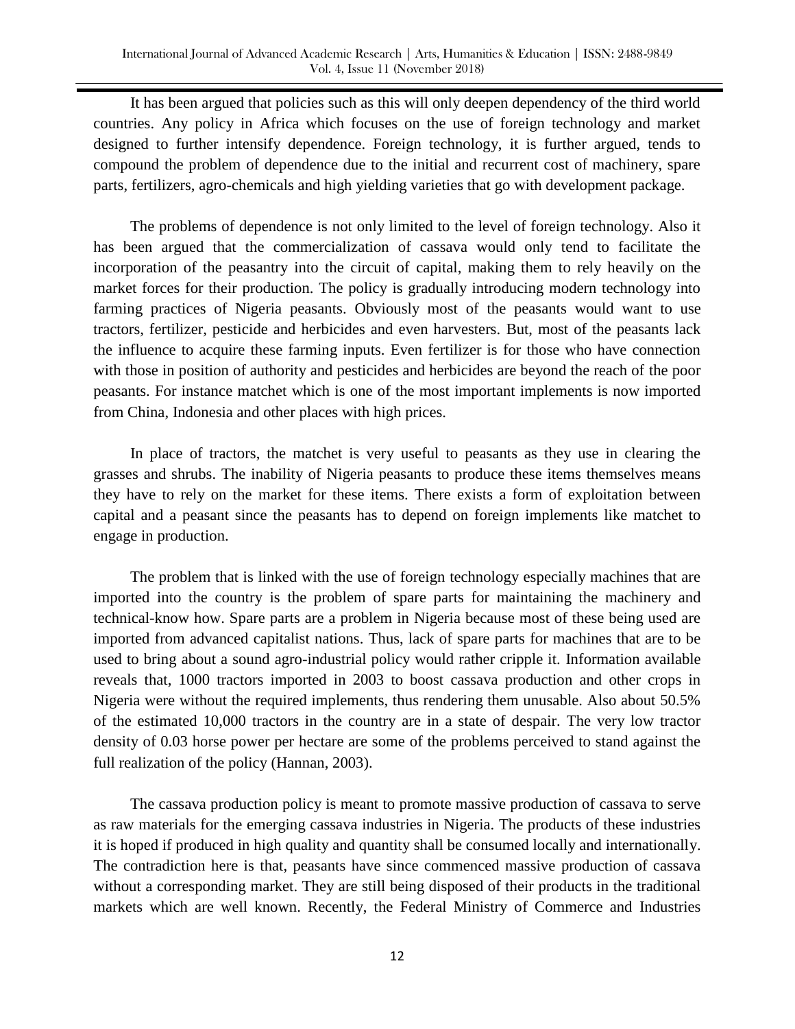It has been argued that policies such as this will only deepen dependency of the third world countries. Any policy in Africa which focuses on the use of foreign technology and market designed to further intensify dependence. Foreign technology, it is further argued, tends to compound the problem of dependence due to the initial and recurrent cost of machinery, spare parts, fertilizers, agro-chemicals and high yielding varieties that go with development package.

The problems of dependence is not only limited to the level of foreign technology. Also it has been argued that the commercialization of cassava would only tend to facilitate the incorporation of the peasantry into the circuit of capital, making them to rely heavily on the market forces for their production. The policy is gradually introducing modern technology into farming practices of Nigeria peasants. Obviously most of the peasants would want to use tractors, fertilizer, pesticide and herbicides and even harvesters. But, most of the peasants lack the influence to acquire these farming inputs. Even fertilizer is for those who have connection with those in position of authority and pesticides and herbicides are beyond the reach of the poor peasants. For instance matchet which is one of the most important implements is now imported from China, Indonesia and other places with high prices.

In place of tractors, the matchet is very useful to peasants as they use in clearing the grasses and shrubs. The inability of Nigeria peasants to produce these items themselves means they have to rely on the market for these items. There exists a form of exploitation between capital and a peasant since the peasants has to depend on foreign implements like matchet to engage in production.

The problem that is linked with the use of foreign technology especially machines that are imported into the country is the problem of spare parts for maintaining the machinery and technical-know how. Spare parts are a problem in Nigeria because most of these being used are imported from advanced capitalist nations. Thus, lack of spare parts for machines that are to be used to bring about a sound agro-industrial policy would rather cripple it. Information available reveals that, 1000 tractors imported in 2003 to boost cassava production and other crops in Nigeria were without the required implements, thus rendering them unusable. Also about 50.5% of the estimated 10,000 tractors in the country are in a state of despair. The very low tractor density of 0.03 horse power per hectare are some of the problems perceived to stand against the full realization of the policy (Hannan, 2003).

The cassava production policy is meant to promote massive production of cassava to serve as raw materials for the emerging cassava industries in Nigeria. The products of these industries it is hoped if produced in high quality and quantity shall be consumed locally and internationally. The contradiction here is that, peasants have since commenced massive production of cassava without a corresponding market. They are still being disposed of their products in the traditional markets which are well known. Recently, the Federal Ministry of Commerce and Industries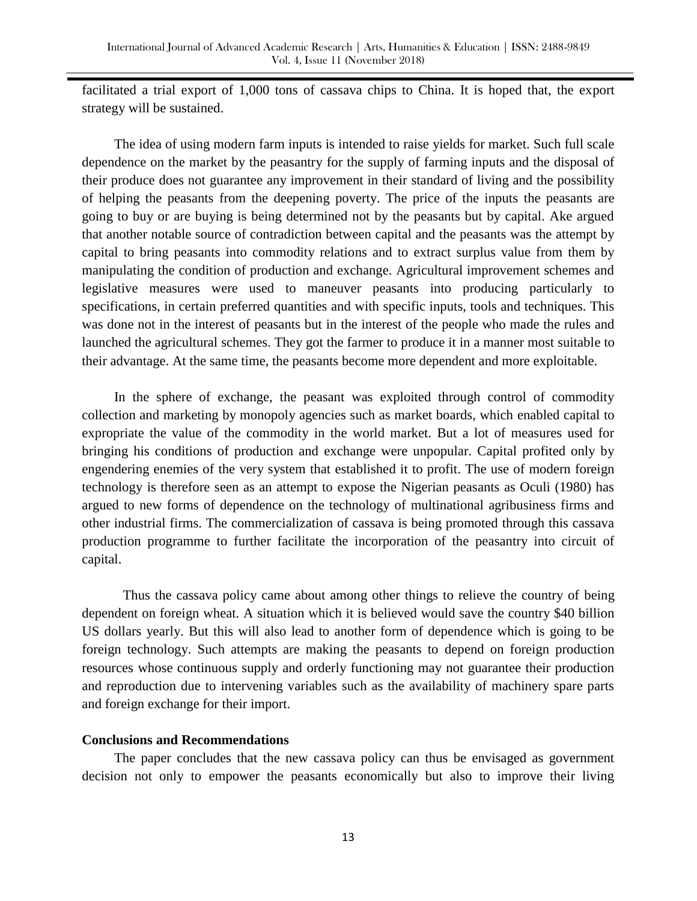facilitated a trial export of 1,000 tons of cassava chips to China. It is hoped that, the export strategy will be sustained.

The idea of using modern farm inputs is intended to raise yields for market. Such full scale dependence on the market by the peasantry for the supply of farming inputs and the disposal of their produce does not guarantee any improvement in their standard of living and the possibility of helping the peasants from the deepening poverty. The price of the inputs the peasants are going to buy or are buying is being determined not by the peasants but by capital. Ake argued that another notable source of contradiction between capital and the peasants was the attempt by capital to bring peasants into commodity relations and to extract surplus value from them by manipulating the condition of production and exchange. Agricultural improvement schemes and legislative measures were used to maneuver peasants into producing particularly to specifications, in certain preferred quantities and with specific inputs, tools and techniques. This was done not in the interest of peasants but in the interest of the people who made the rules and launched the agricultural schemes. They got the farmer to produce it in a manner most suitable to their advantage. At the same time, the peasants become more dependent and more exploitable.

In the sphere of exchange, the peasant was exploited through control of commodity collection and marketing by monopoly agencies such as market boards, which enabled capital to expropriate the value of the commodity in the world market. But a lot of measures used for bringing his conditions of production and exchange were unpopular. Capital profited only by engendering enemies of the very system that established it to profit. The use of modern foreign technology is therefore seen as an attempt to expose the Nigerian peasants as Oculi (1980) has argued to new forms of dependence on the technology of multinational agribusiness firms and other industrial firms. The commercialization of cassava is being promoted through this cassava production programme to further facilitate the incorporation of the peasantry into circuit of capital.

Thus the cassava policy came about among other things to relieve the country of being dependent on foreign wheat. A situation which it is believed would save the country $40 billion US dollars yearly. But this will also lead to another form of dependence which is going to be foreign technology. Such attempts are making the peasants to depend on foreign production resources whose continuous supply and orderly functioning may not guarantee their production and reproduction due to intervening variables such as the availability of machinery spare parts and foreign exchange for their import.

**Conclusions and Recommendations**

The paper concludes that the new cassava policy can thus be envisaged as government decision not only to empower the peasants economically but also to improve their living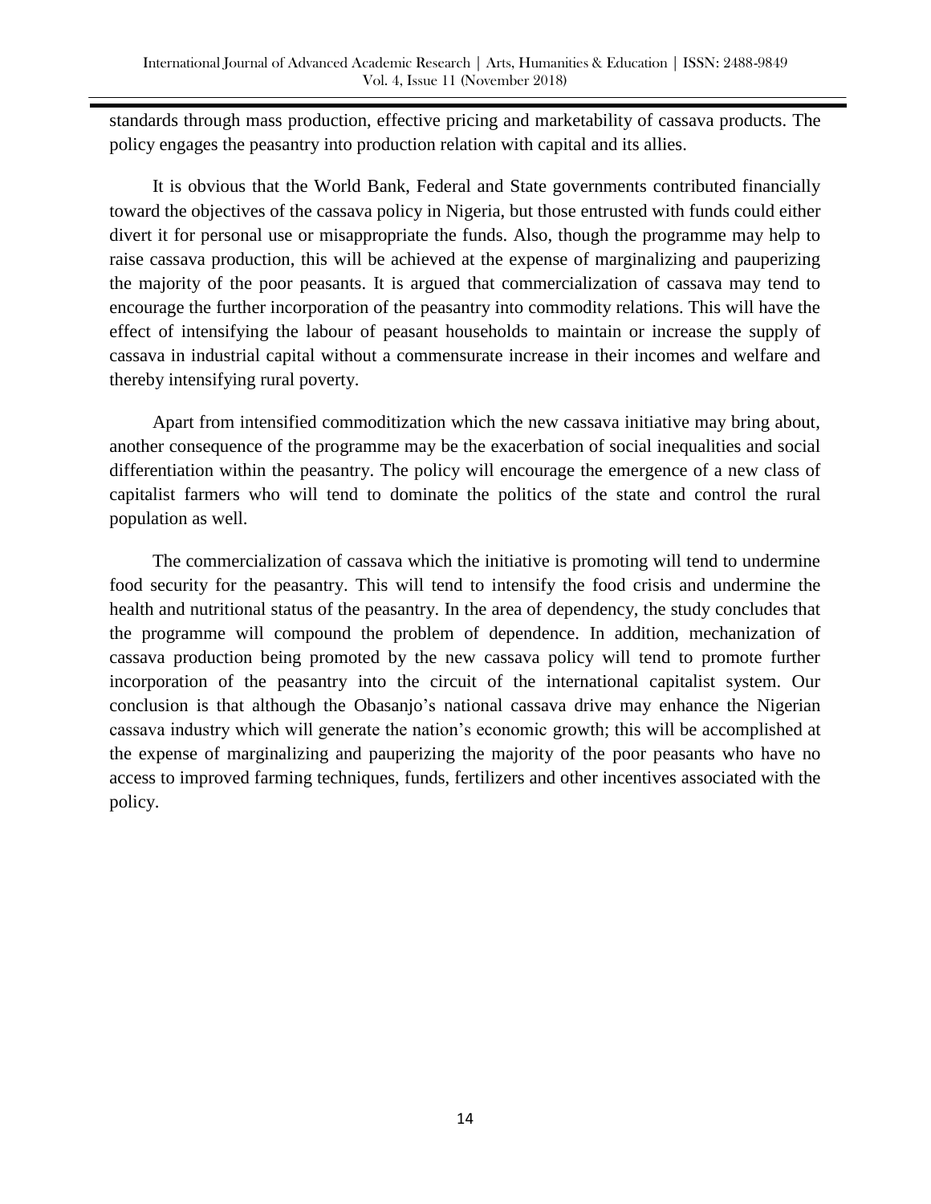standards through mass production, effective pricing and marketability of cassava products. The policy engages the peasantry into production relation with capital and its allies.

It is obvious that the World Bank, Federal and State governments contributed financially toward the objectives of the cassava policy in Nigeria, but those entrusted with funds could either divert it for personal use or misappropriate the funds. Also, though the programme may help to raise cassava production, this will be achieved at the expense of marginalizing and pauperizing the majority of the poor peasants. It is argued that commercialization of cassava may tend to encourage the further incorporation of the peasantry into commodity relations. This will have the effect of intensifying the labour of peasant households to maintain or increase the supply of cassava in industrial capital without a commensurate increase in their incomes and welfare and thereby intensifying rural poverty.

Apart from intensified commoditization which the new cassava initiative may bring about, another consequence of the programme may be the exacerbation of social inequalities and social differentiation within the peasantry. The policy will encourage the emergence of a new class of capitalist farmers who will tend to dominate the politics of the state and control the rural population as well.

The commercialization of cassava which the initiative is promoting will tend to undermine food security for the peasantry. This will tend to intensify the food crisis and undermine the health and nutritional status of the peasantry. In the area of dependency, the study concludes that the programme will compound the problem of dependence. In addition, mechanization of cassava production being promoted by the new cassava policy will tend to promote further incorporation of the peasantry into the circuit of the international capitalist system. Our conclusion is that although the Obasanjo's national cassava drive may enhance the Nigerian cassava industry which will generate the nation's economic growth; this will be accomplished at the expense of marginalizing and pauperizing the majority of the poor peasants who have no access to improved farming techniques, funds, fertilizers and other incentives associated with the policy.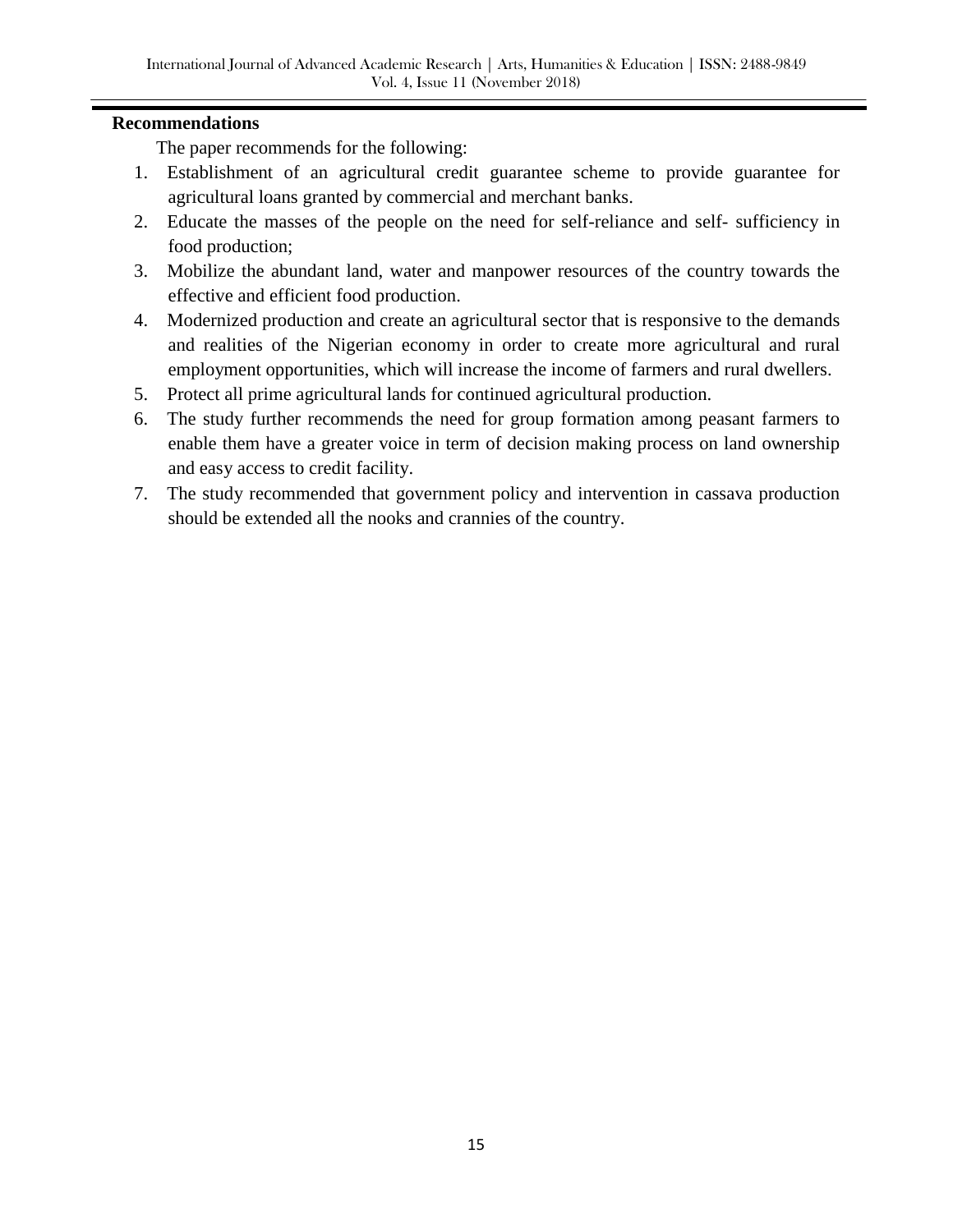## Recommendations

The paper recommends for the following:

1. Establishment of an agricultural credit guarantee scheme to provide guarantee for agricultural loans granted by commercial and merchant banks.
2. Educate the masses of the people on the need for self-reliance and self- sufficiency in food production;
3. Mobilize the abundant land, water and manpower resources of the country towards the effective and efficient food production.
4. Modernized production and create an agricultural sector that is responsive to the demands and realities of the Nigerian economy in order to create more agricultural and rural employment opportunities, which will increase the income of farmers and rural dwellers.
5. Protect all prime agricultural lands for continued agricultural production.
6. The study further recommends the need for group formation among peasant farmers to enable them have a greater voice in term of decision making process on land ownership and easy access to credit facility.
7. The study recommended that government policy and intervention in cassava production should be extended all the nooks and crannies of the country.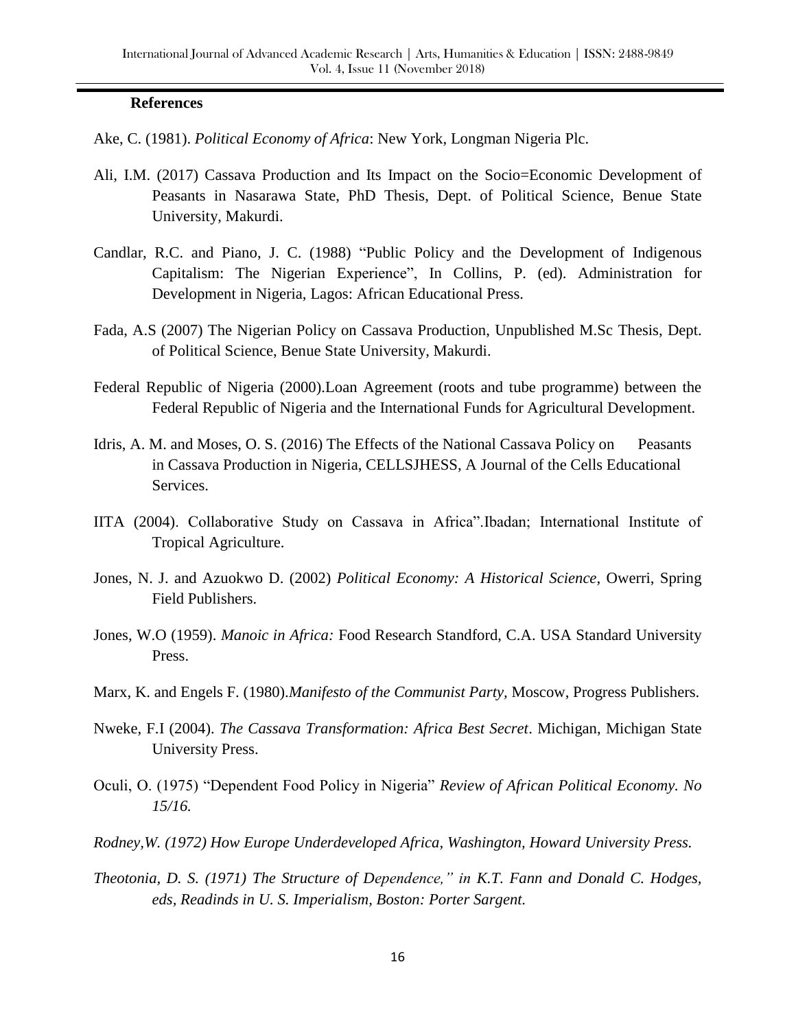## References

Ake, C. (1981). *Political Economy of Africa*: New York, Longman Nigeria Plc.

Ali, I.M. (2017) Cassava Production and Its Impact on the Socio=Economic Development of Peasants in Nasarawa State, PhD Thesis, Dept. of Political Science, Benue State University, Makurdi.

Candlar, R.C. and Piano, J. C. (1988) "Public Policy and the Development of Indigenous Capitalism: The Nigerian Experience", In Collins, P. (ed). Administration for Development in Nigeria, Lagos: African Educational Press.

Fada, A.S (2007) The Nigerian Policy on Cassava Production, Unpublished M.Sc Thesis, Dept. of Political Science, Benue State University, Makurdi.

Federal Republic of Nigeria (2000).Loan Agreement (roots and tube programme) between the Federal Republic of Nigeria and the International Funds for Agricultural Development.

Idris, A. M. and Moses, O. S. (2016) The Effects of the National Cassava Policy on Peasants in Cassava Production in Nigeria, CELLSJHESS, A Journal of the Cells Educational Services.

IITA (2004). Collaborative Study on Cassava in Africa".Ibadan; International Institute of Tropical Agriculture.

Jones, N. J. and Azuokwo D. (2002) *Political Economy: A Historical Science*, Owerri, Spring Field Publishers.

Jones, W.O (1959). *Manoic in Africa:* Food Research Standford, C.A. USA Standard University Press.

Marx, K. and Engels F. (1980).*Manifesto of the Communist Party*, Moscow, Progress Publishers.

Nweke, F.I (2004). *The Cassava Transformation: Africa Best Secret*. Michigan, Michigan State University Press.

Oculi, O. (1975) "Dependent Food Policy in Nigeria" *Review of African Political Economy. No 15/16.*

*Rodney,W. (1972) How Europe Underdeveloped Africa, Washington, Howard University Press.*

*Theotonia, D. S. (1971) The Structure of Dependence," in K.T. Fann and Donald C. Hodges, eds, Readinds in U. S. Imperialism, Boston: Porter Sargent.*